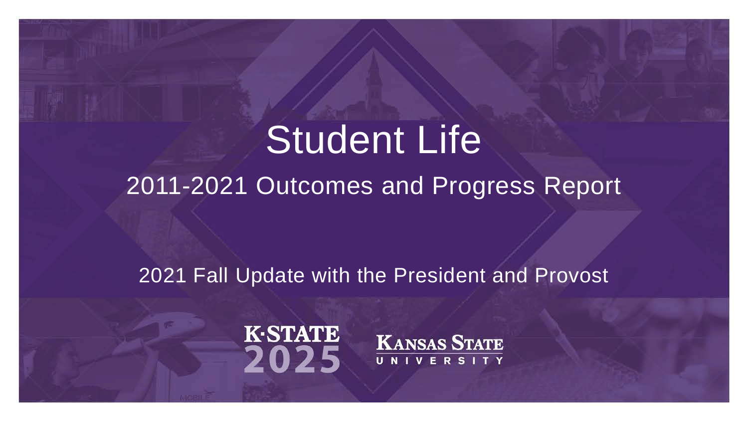# Student Life

## 2011-2021 Outcomes and Progress Report

2021 Fall Update with the President and Provost

K·STATE 2025

KANSAS STATE UNIVERSITY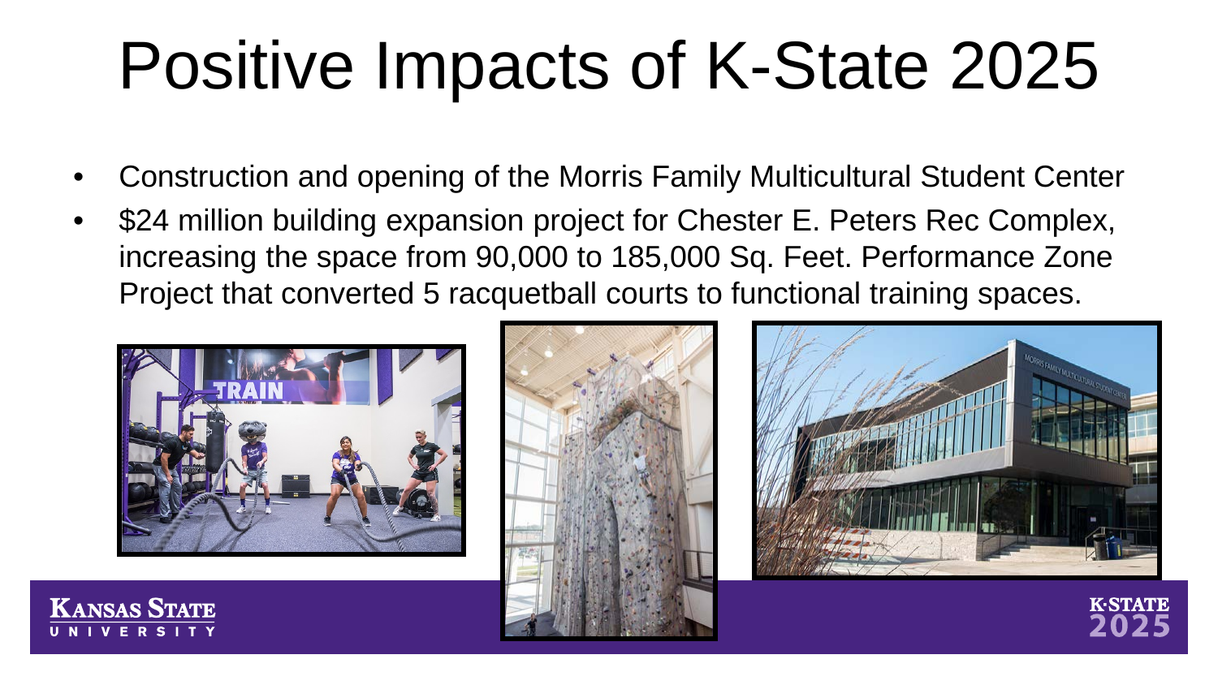# Positive Impacts of K-State 2025

- Construction and opening of the Morris Family Multicultural Student Center
- $24 million building expansion project for Chester E. Peters Rec Complex, increasing the space from 90,000 to 185,000 Sq. Feet. Performance Zone Project that converted 5 racquetball courts to functional training spaces.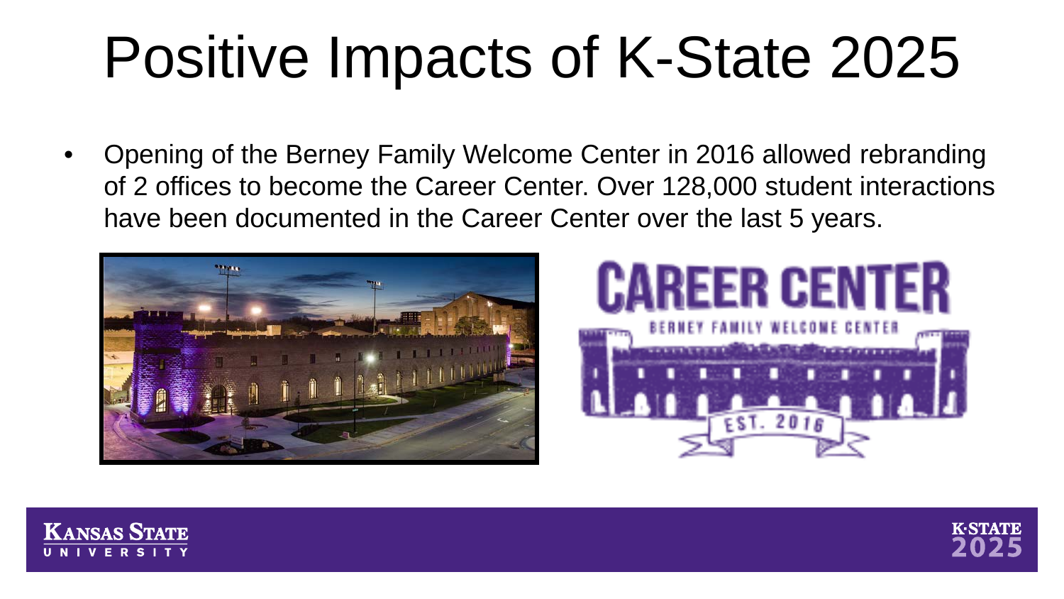# Positive Impacts of K-State 2025

- Opening of the Berney Family Welcome Center in 2016 allowed rebranding of 2 offices to become the Career Center. Over 128,000 student interactions have been documented in the Career Center over the last 5 years.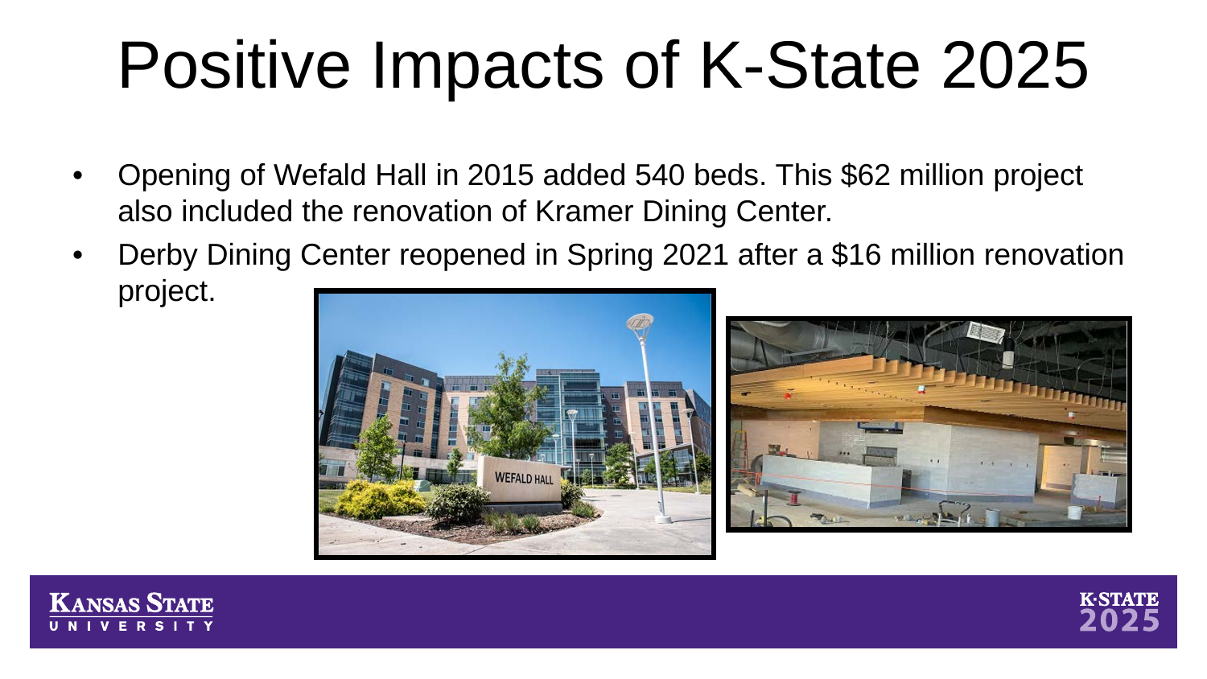# Positive Impacts of K-State 2025

- Opening of Wefald Hall in 2015 added 540 beds. This $62 million project also included the renovation of Kramer Dining Center.
- Derby Dining Center reopened in Spring 2021 after a $16 million renovation project.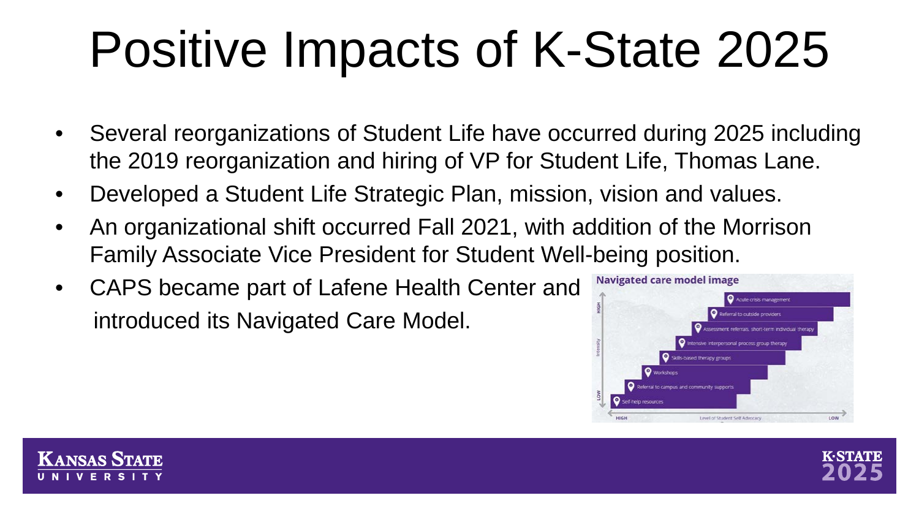# Positive Impacts of K-State 2025

- Several reorganizations of Student Life have occurred during 2025 including the 2019 reorganization and hiring of VP for Student Life, Thomas Lane.
- Developed a Student Life Strategic Plan, mission, vision and values.
- An organizational shift occurred Fall 2021, with addition of the Morrison Family Associate Vice President for Student Well-being position.
- CAPS became part of Lafene Health Center and introduced its Navigated Care Model.

**Navigated care model image**

- Acute crisis management
- Referral to outside providers
- Assessment referrals, short-term individual therapy
- Intensive interpersonal process group therapy
- Skills-based therapy groups
- Workshops
- Referral to campus and community supports
- Self-help resources

Intensity (LOW to HIGH); Level of Student Self Advocacy (HIGH to LOW)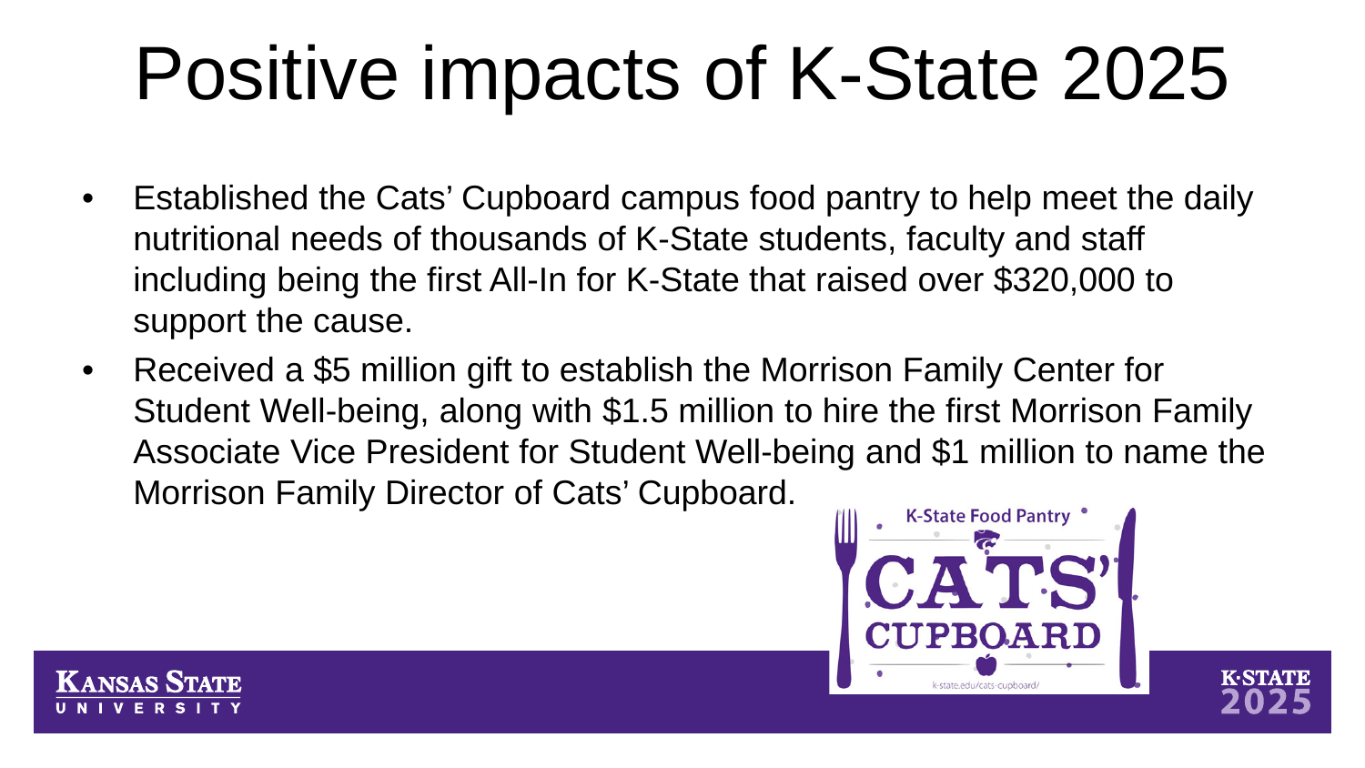# Positive impacts of K-State 2025

- Established the Cats' Cupboard campus food pantry to help meet the daily nutritional needs of thousands of K-State students, faculty and staff including being the first All-In for K-State that raised over $320,000 to support the cause.
- Received a $5 million gift to establish the Morrison Family Center for Student Well-being, along with $1.5 million to hire the first Morrison Family Associate Vice President for Student Well-being and $1 million to name the Morrison Family Director of Cats' Cupboard.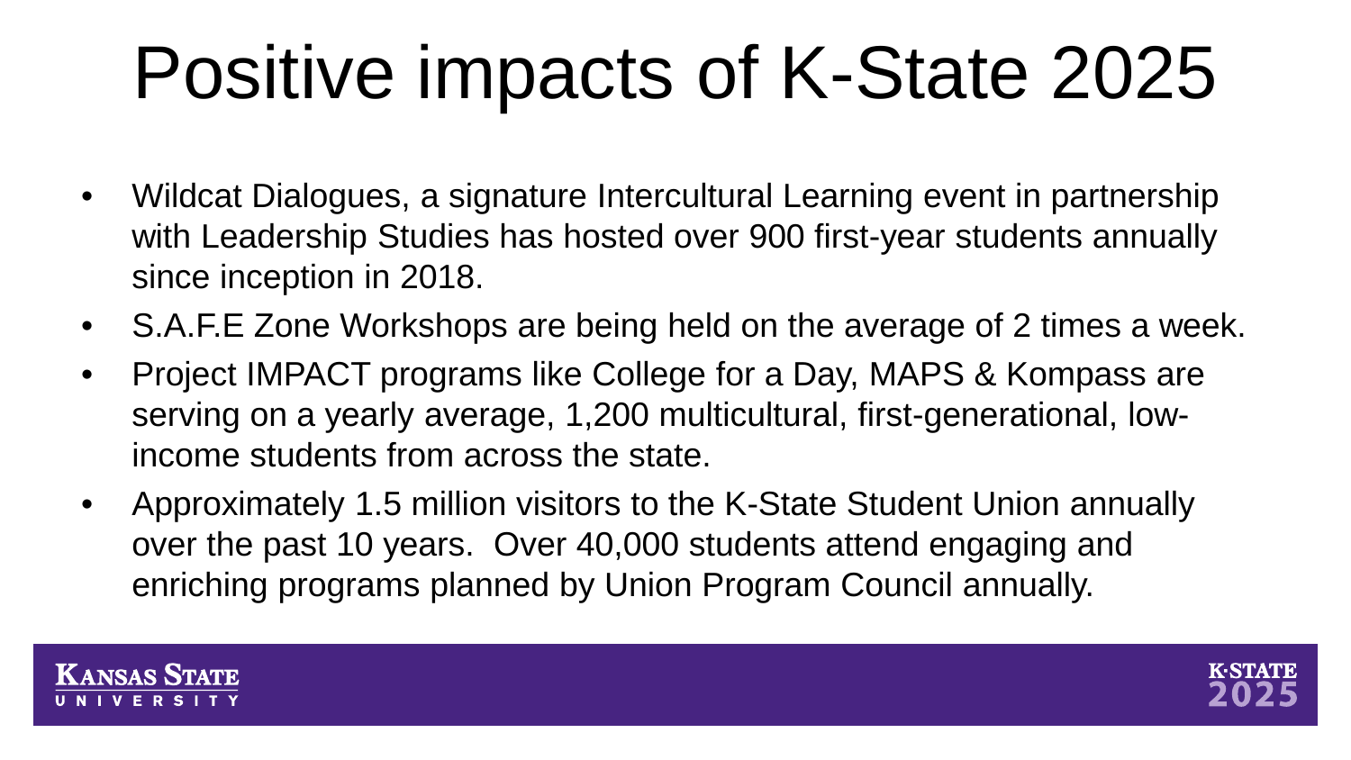# Positive impacts of K-State 2025

- Wildcat Dialogues, a signature Intercultural Learning event in partnership with Leadership Studies has hosted over 900 first-year students annually since inception in 2018.
- S.A.F.E Zone Workshops are being held on the average of 2 times a week.
- Project IMPACT programs like College for a Day, MAPS & Kompass are serving on a yearly average, 1,200 multicultural, first-generational, low-income students from across the state.
- Approximately 1.5 million visitors to the K-State Student Union annually over the past 10 years. Over 40,000 students attend engaging and enriching programs planned by Union Program Council annually.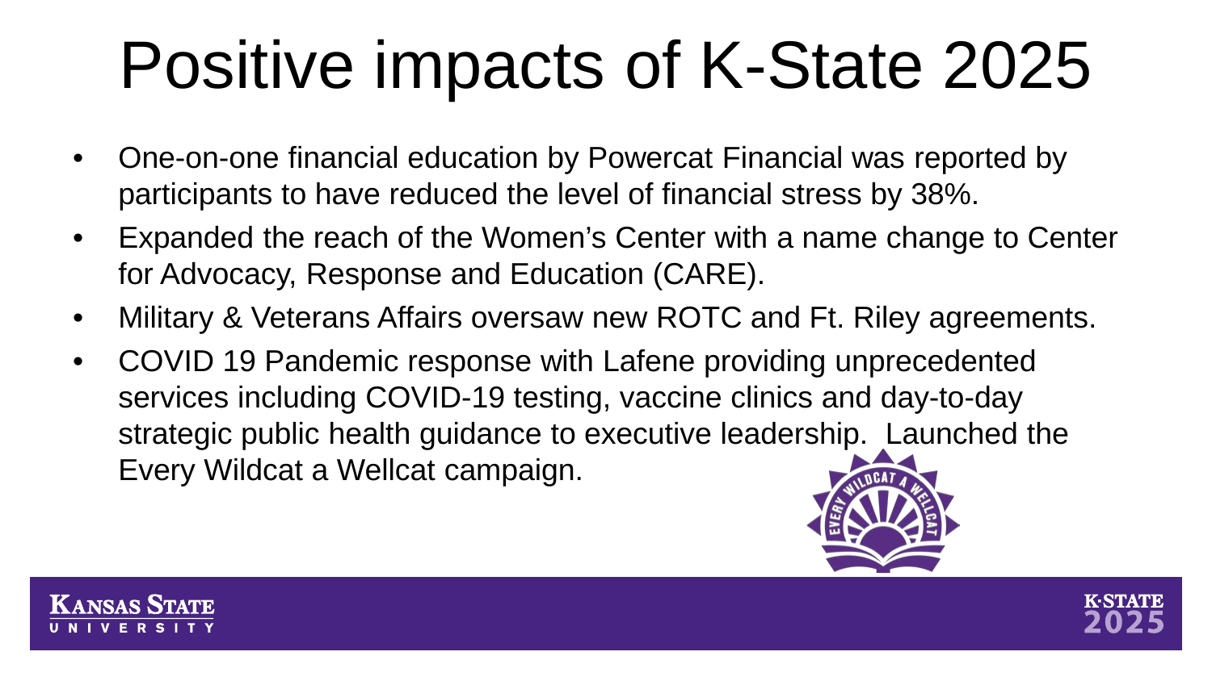# Positive impacts of K-State 2025

- One-on-one financial education by Powercat Financial was reported by participants to have reduced the level of financial stress by 38%.
- Expanded the reach of the Women's Center with a name change to Center for Advocacy, Response and Education (CARE).
- Military & Veterans Affairs oversaw new ROTC and Ft. Riley agreements.
- COVID 19 Pandemic response with Lafene providing unprecedented services including COVID-19 testing, vaccine clinics and day-to-day strategic public health guidance to executive leadership. Launched the Every Wildcat a Wellcat campaign.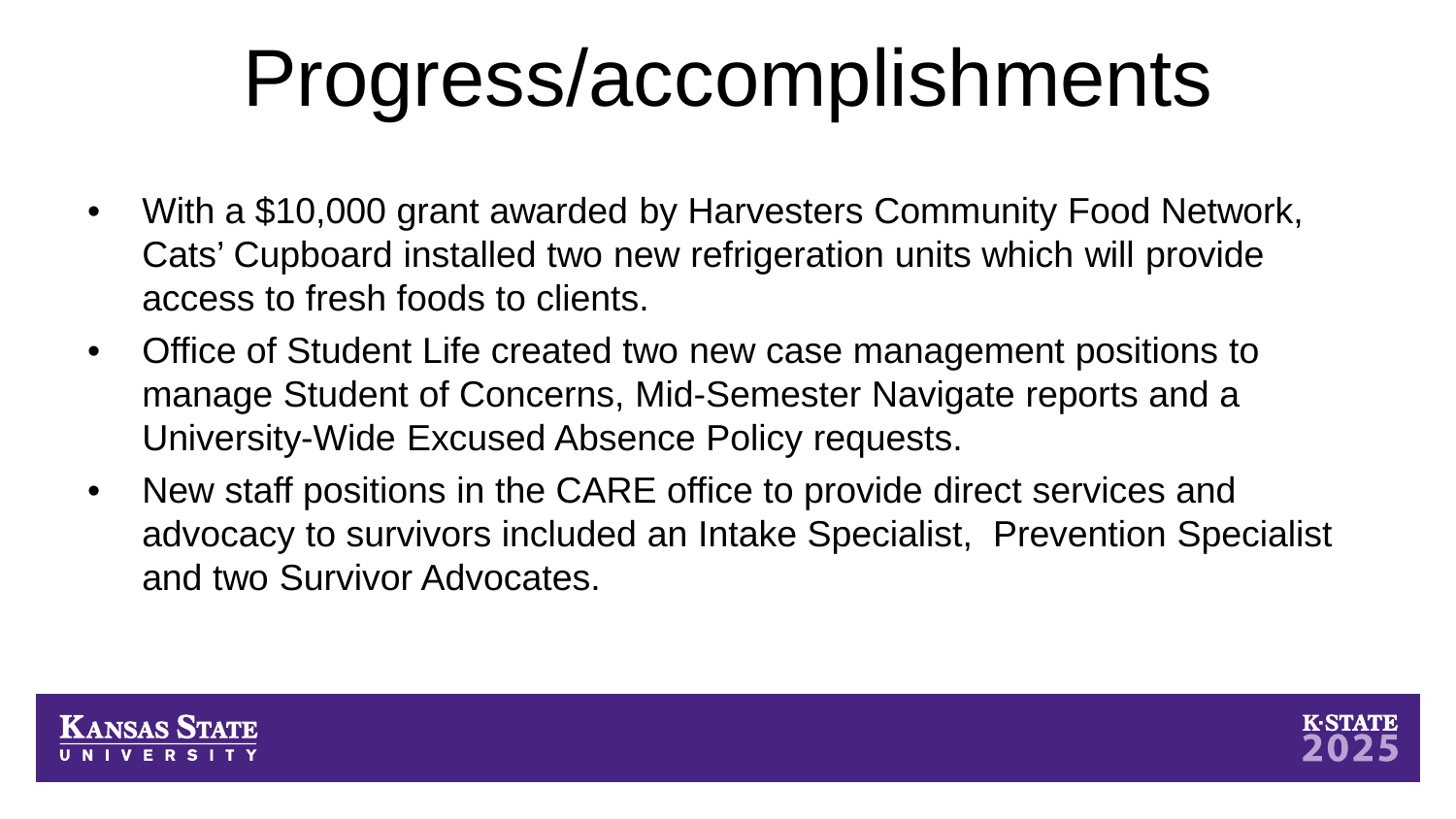# Progress/accomplishments

- With a $10,000 grant awarded by Harvesters Community Food Network, Cats' Cupboard installed two new refrigeration units which will provide access to fresh foods to clients.
- Office of Student Life created two new case management positions to manage Student of Concerns, Mid-Semester Navigate reports and a University-Wide Excused Absence Policy requests.
- New staff positions in the CARE office to provide direct services and advocacy to survivors included an Intake Specialist, Prevention Specialist and two Survivor Advocates.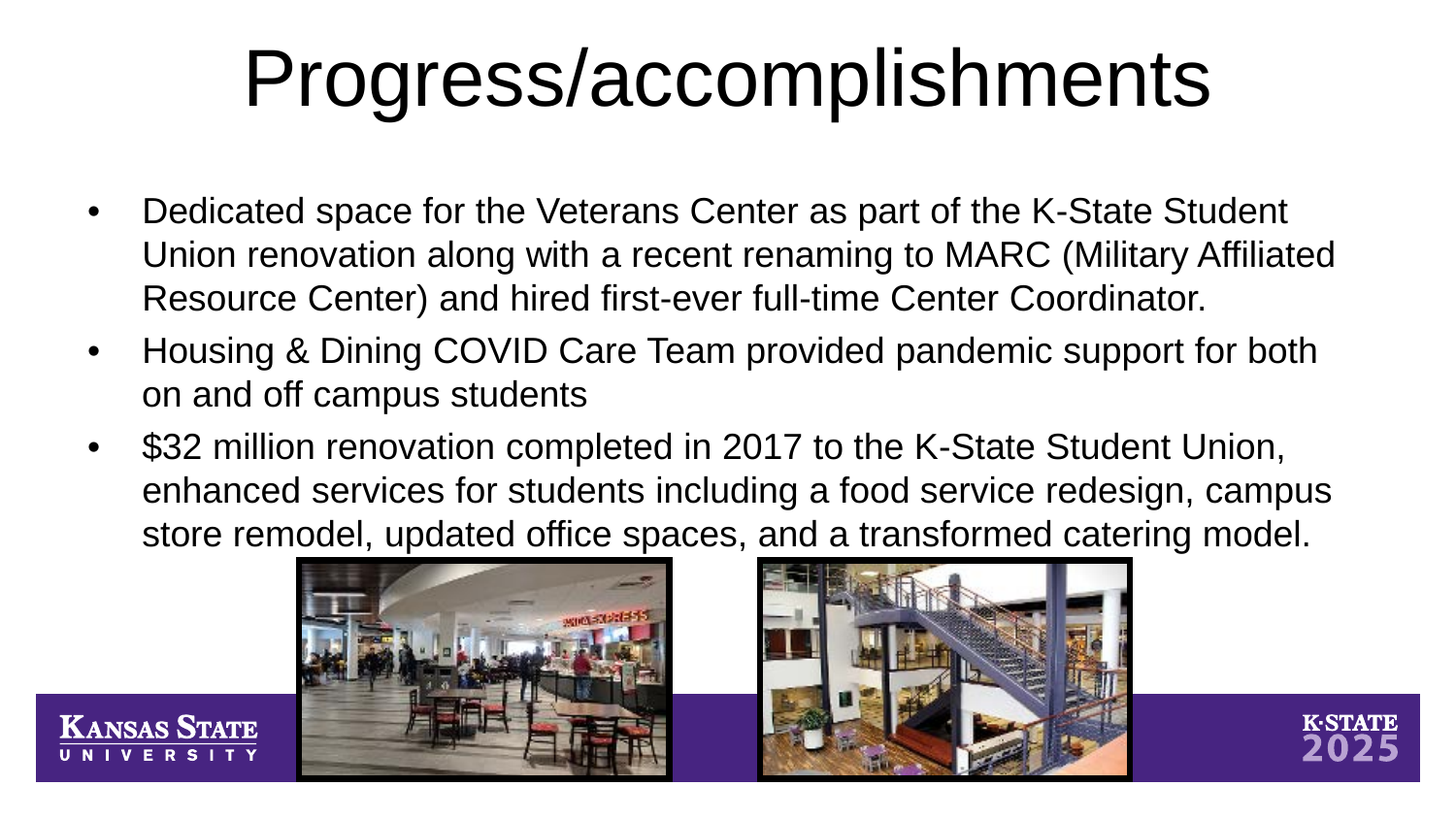# Progress/accomplishments

- Dedicated space for the Veterans Center as part of the K-State Student Union renovation along with a recent renaming to MARC (Military Affiliated Resource Center) and hired first-ever full-time Center Coordinator.
- Housing & Dining COVID Care Team provided pandemic support for both on and off campus students
- $32 million renovation completed in 2017 to the K-State Student Union, enhanced services for students including a food service redesign, campus store remodel, updated office spaces, and a transformed catering model.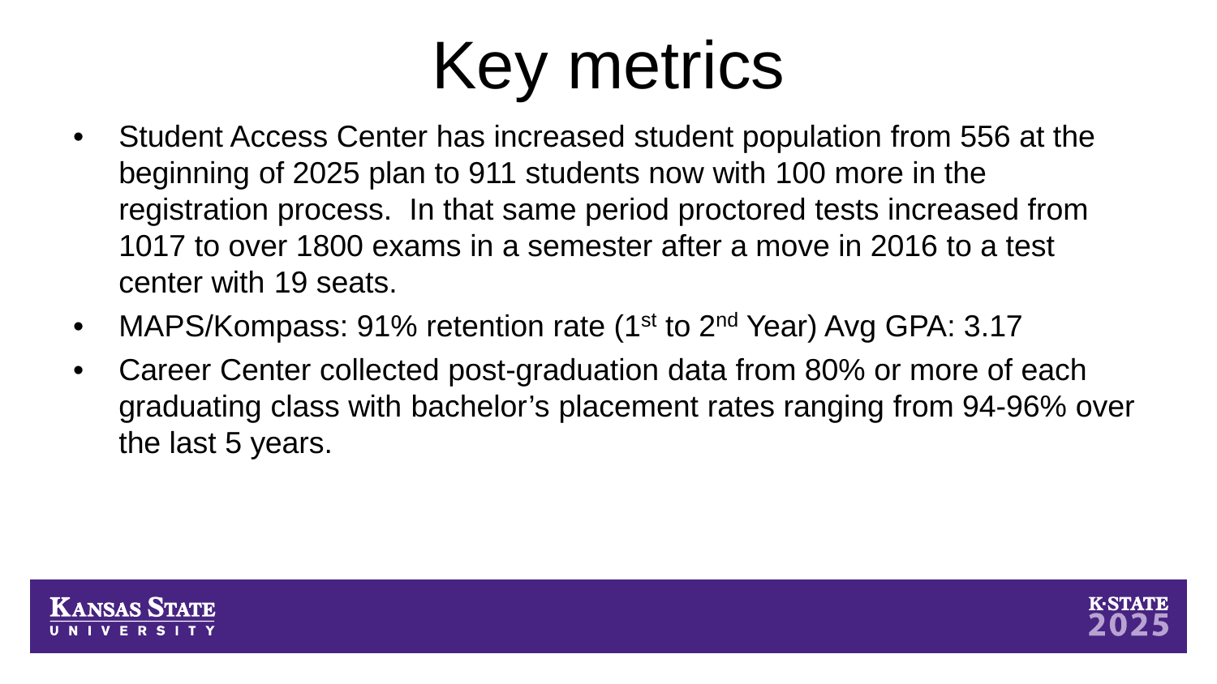# Key metrics

- Student Access Center has increased student population from 556 at the beginning of 2025 plan to 911 students now with 100 more in the registration process. In that same period proctored tests increased from 1017 to over 1800 exams in a semester after a move in 2016 to a test center with 19 seats.
- MAPS/Kompass: 91% retention rate ($1^{st}$ to $2^{nd}$ Year) Avg GPA: 3.17
- Career Center collected post-graduation data from 80% or more of each graduating class with bachelor's placement rates ranging from 94-96% over the last 5 years.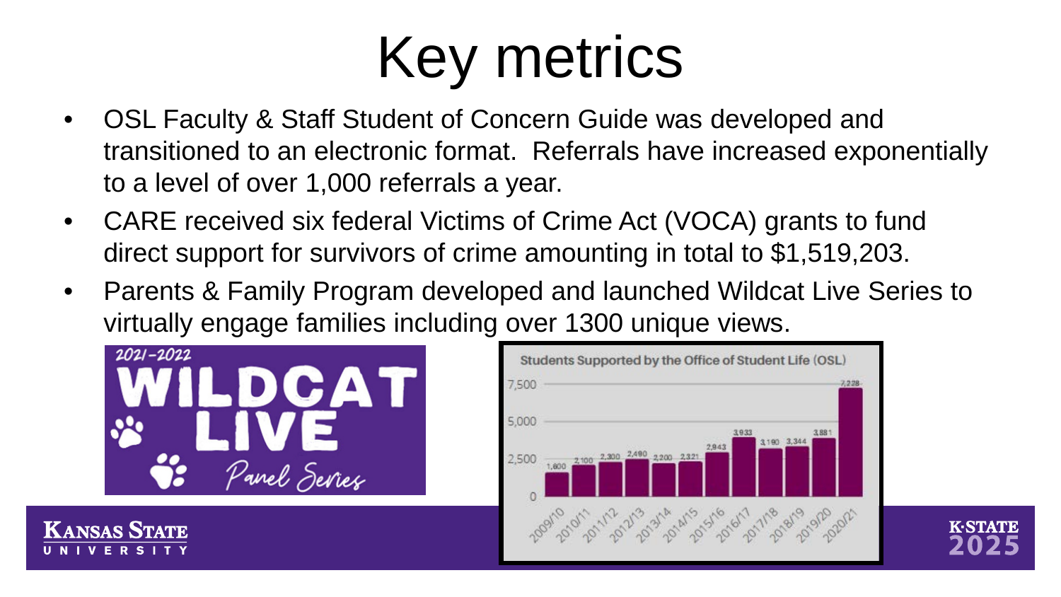# Key metrics

- OSL Faculty & Staff Student of Concern Guide was developed and transitioned to an electronic format. Referrals have increased exponentially to a level of over 1,000 referrals a year.
- CARE received six federal Victims of Crime Act (VOCA) grants to fund direct support for survivors of crime amounting in total to $1,519,203.
- Parents & Family Program developed and launched Wildcat Live Series to virtually engage families including over 1300 unique views.

2021-2022 WILDCAT LIVE Panel Series

Students Supported by the Office of Student Life (OSL)

| Year | Students |
|---|---|
| 2009/10 | 1,600 |
| 2010/11 | 2,100 |
| 2011/12 | 2,300 |
| 2012/13 | 2,490 |
| 2013/14 | 2,200 |
| 2014/15 | 2,321 |
| 2015/16 | 2,943 |
| 2016/17 | 3,933 |
| 2017/18 | 3,190 |
| 2018/19 | 3,344 |
| 2019/20 | 3,881 |
| 2020/21 | 7,228 |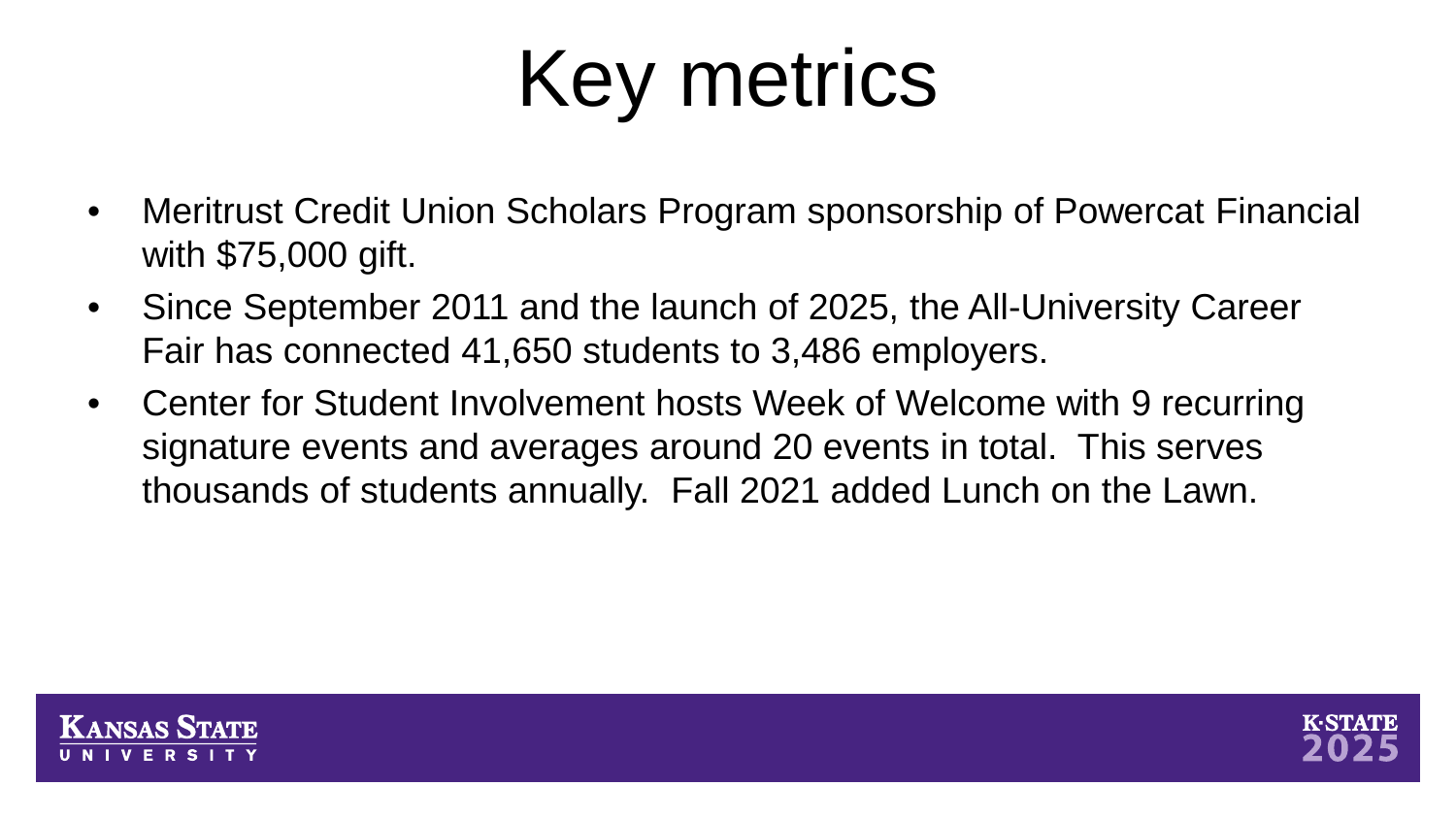# Key metrics

- Meritrust Credit Union Scholars Program sponsorship of Powercat Financial with $75,000 gift.
- Since September 2011 and the launch of 2025, the All-University Career Fair has connected 41,650 students to 3,486 employers.
- Center for Student Involvement hosts Week of Welcome with 9 recurring signature events and averages around 20 events in total. This serves thousands of students annually. Fall 2021 added Lunch on the Lawn.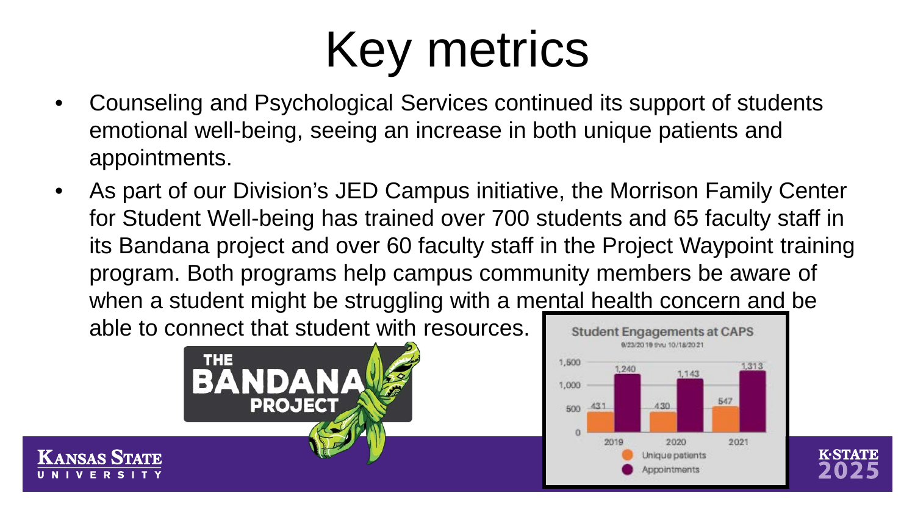# Key metrics

- Counseling and Psychological Services continued its support of students emotional well-being, seeing an increase in both unique patients and appointments.
- As part of our Division's JED Campus initiative, the Morrison Family Center for Student Well-being has trained over 700 students and 65 faculty staff in its Bandana project and over 60 faculty staff in the Project Waypoint training program. Both programs help campus community members be aware of when a student might be struggling with a mental health concern and be able to connect that student with resources.

**Student Engagements at CAPS**

8/23/2019 thru 10/18/2021

| Year | Unique patients | Appointments |
|---|---|---|
| 2019 | 431 | 1,240 |
| 2020 | 430 | 1,143 |
| 2021 | 547 | 1,313 |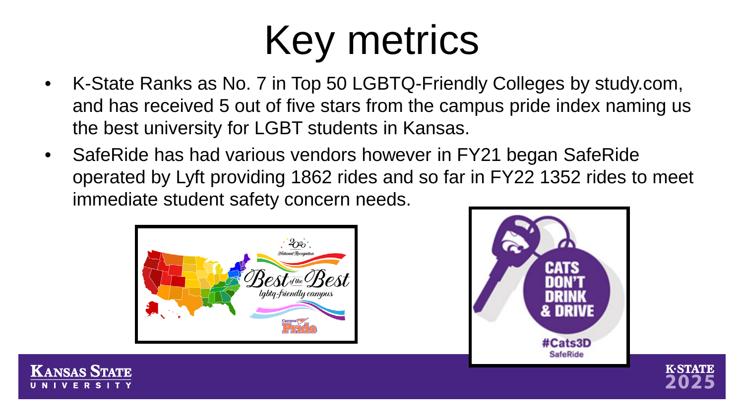# Key metrics

- K-State Ranks as No. 7 in Top 50 LGBTQ-Friendly Colleges by study.com, and has received 5 out of five stars from the campus pride index naming us the best university for LGBT students in Kansas.
- SafeRide has had various vendors however in FY21 began SafeRide operated by Lyft providing 1862 rides and so far in FY22 1352 rides to meet immediate student safety concern needs.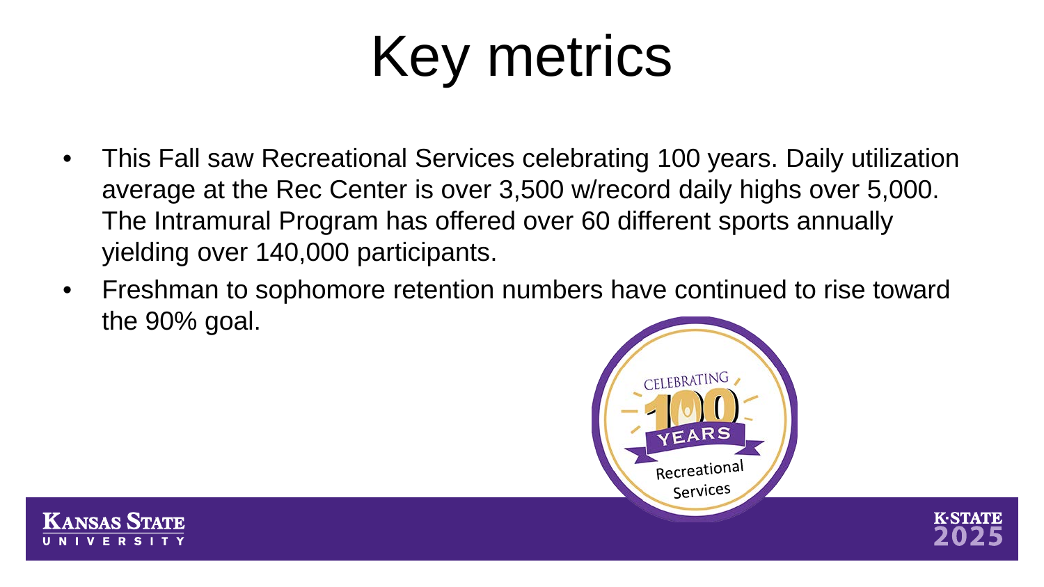# Key metrics

- This Fall saw Recreational Services celebrating 100 years. Daily utilization average at the Rec Center is over 3,500 w/record daily highs over 5,000. The Intramural Program has offered over 60 different sports annually yielding over 140,000 participants.
- Freshman to sophomore retention numbers have continued to rise toward the 90% goal.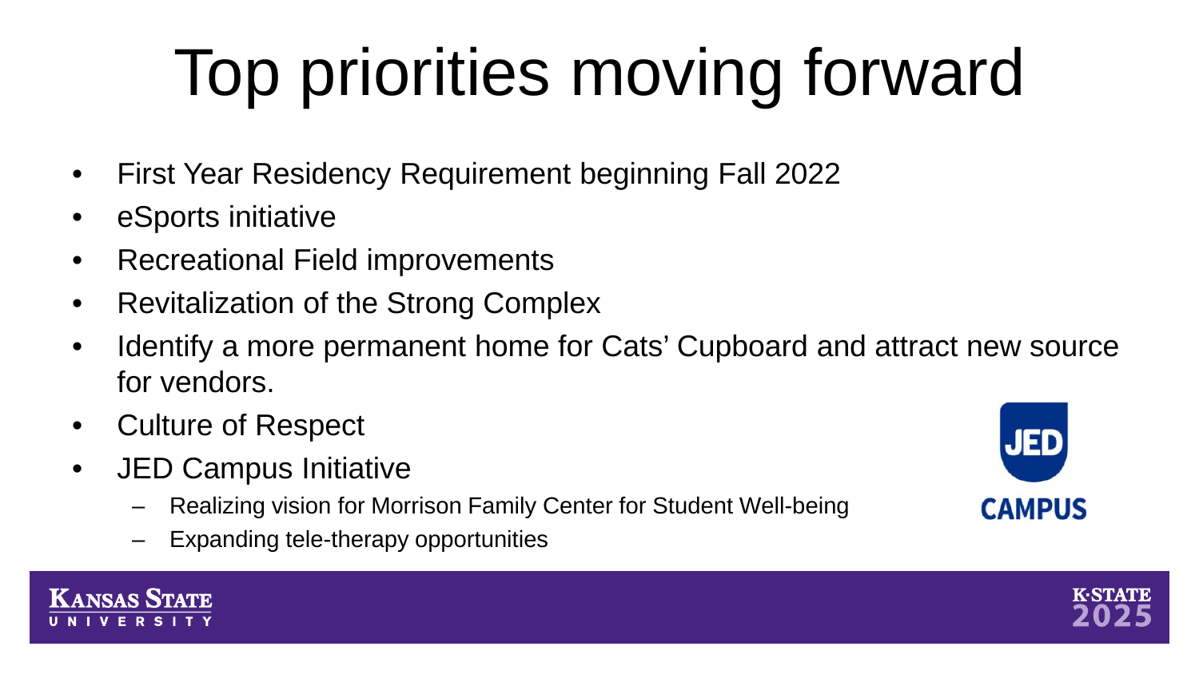# Top priorities moving forward

- First Year Residency Requirement beginning Fall 2022
- eSports initiative
- Recreational Field improvements
- Revitalization of the Strong Complex
- Identify a more permanent home for Cats' Cupboard and attract new source for vendors.
- Culture of Respect
- JED Campus Initiative
  - Realizing vision for Morrison Family Center for Student Well-being
  - Expanding tele-therapy opportunities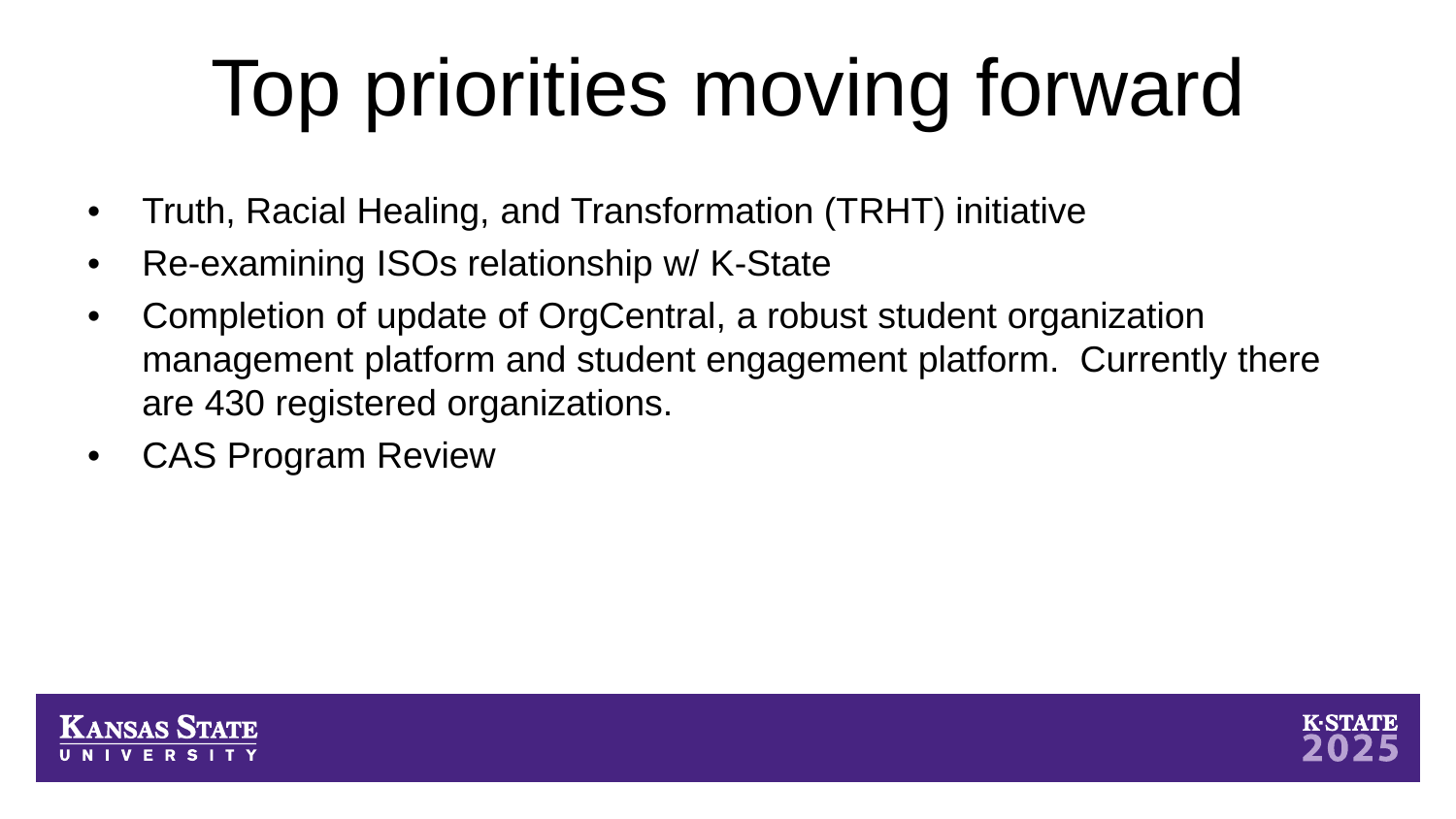# Top priorities moving forward

- Truth, Racial Healing, and Transformation (TRHT) initiative
- Re-examining ISOs relationship w/ K-State
- Completion of update of OrgCentral, a robust student organization management platform and student engagement platform. Currently there are 430 registered organizations.
- CAS Program Review